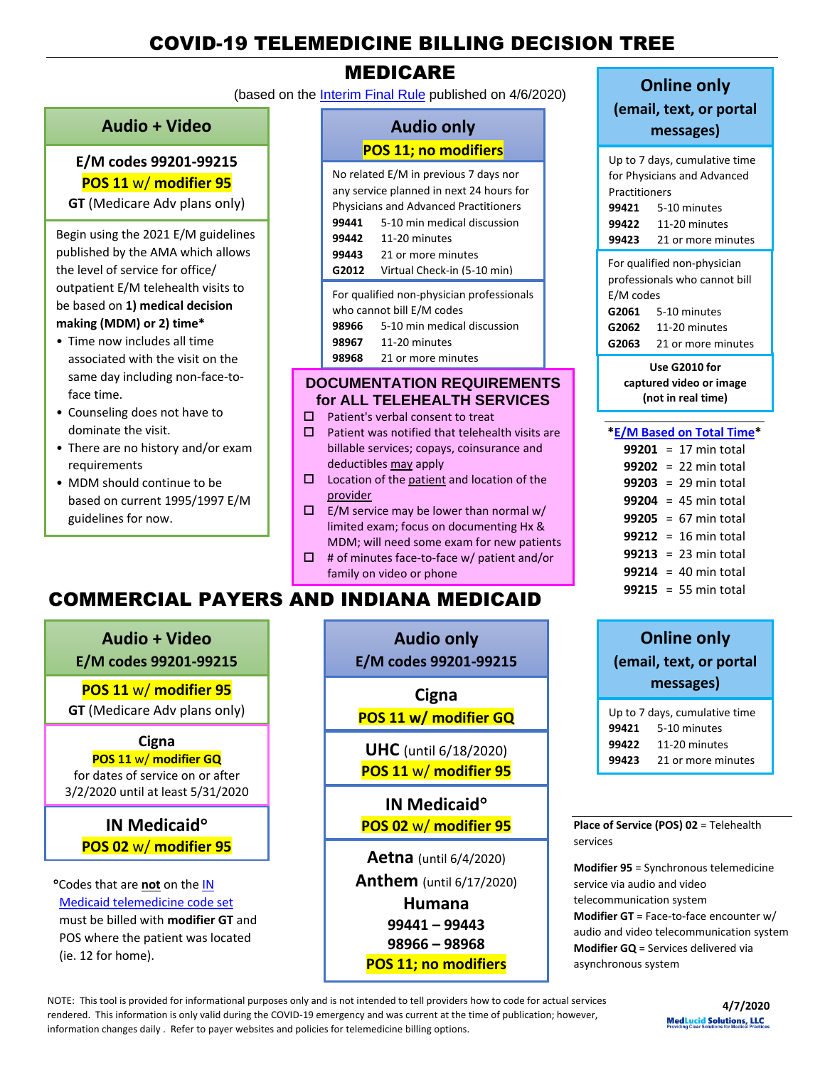# COVID-19 TELEMEDICINE BILLING DECISION TREE

## MEDICARE

(based on the Interim Final Rule published on 4/6/2020)

### Audio + Video

**E/M codes 99201-99215**

**POS 11 w/ modifier 95**

**GT** (Medicare Adv plans only)

Begin using the 2021 E/M guidelines published by the AMA which allows the level of service for office/ outpatient E/M telehealth visits to be based on **1) medical decision making (MDM) or 2) time***

- Time now includes all time associated with the visit on the same day including non-face-to-face time.
- Counseling does not have to dominate the visit.
- There are no history and/or exam requirements
- MDM should continue to be based on current 1995/1997 E/M guidelines for now.

### Audio only

**POS 11; no modifiers**

No related E/M in previous 7 days nor any service planned in next 24 hours for Physicians and Advanced Practitioners

| Code | Description |
|---|---|
| **99441** | 5-10 min medical discussion |
| **99442** | 11-20 minutes |
| **99443** | 21 or more minutes |
| **G2012** | Virtual Check-in (5-10 min) |

For qualified non-physician professionals who cannot bill E/M codes

| Code | Description |
|---|---|
| **98966** | 5-10 min medical discussion |
| **98967** | 11-20 minutes |
| **98968** | 21 or more minutes |

### DOCUMENTATION REQUIREMENTS for ALL TELEHEALTH SERVICES

- ☐ Patient's verbal consent to treat
- ☐ Patient was notified that telehealth visits are billable services; copays, coinsurance and deductibles may apply
- ☐ Location of the patient and location of the provider
- ☐ E/M service may be lower than normal w/ limited exam; focus on documenting Hx & MDM; will need some exam for new patients
- ☐ # of minutes face-to-face w/ patient and/or family on video or phone

### Online only (email, text, or portal messages)

Up to 7 days, cumulative time for Physicians and Advanced Practitioners

| Code | Description |
|---|---|
| **99421** | 5-10 minutes |
| **99422** | 11-20 minutes |
| **99423** | 21 or more minutes |

For qualified non-physician professionals who cannot bill E/M codes

| Code | Description |
|---|---|
| **G2061** | 5-10 minutes |
| **G2062** | 11-20 minutes |
| **G2063** | 21 or more minutes |

**Use G2010 for captured video or image (not in real time)**

***E/M Based on Total Time***

| Code | Total time |
|---|---|
| **99201** | = 17 min total |
| **99202** | = 22 min total |
| **99203** | = 29 min total |
| **99204** | = 45 min total |
| **99205** | = 67 min total |
| **99212** | = 16 min total |
| **99213** | = 23 min total |
| **99214** | = 40 min total |
| **99215** | = 55 min total |

## COMMERCIAL PAYERS AND INDIANA MEDICAID

### Audio + Video

**E/M codes 99201-99215**

**POS 11 w/ modifier 95**

**GT** (Medicare Adv plans only)

**Cigna**
**POS 11 w/ modifier GQ**
for dates of service on or after 3/2/2020 until at least 5/31/2020

**IN Medicaid°**
**POS 02 w/ modifier 95**

°Codes that are **not** on the IN Medicaid telemedicine code set must be billed with **modifier GT** and POS where the patient was located (ie. 12 for home).

### Audio only

**E/M codes 99201-99215**

**Cigna**
**POS 11 w/ modifier GQ**

**UHC** (until 6/18/2020)
**POS 11 w/ modifier 95**

**IN Medicaid°**
**POS 02 w/ modifier 95**

**Aetna** (until 6/4/2020)
**Anthem** (until 6/17/2020)
**Humana**
**99441 – 99443**
**98966 – 98968**
**POS 11; no modifiers**

### Online only (email, text, or portal messages)

Up to 7 days, cumulative time

| Code | Description |
|---|---|
| **99421** | 5-10 minutes |
| **99422** | 11-20 minutes |
| **99423** | 21 or more minutes |

**Place of Service (POS) 02** = Telehealth services

**Modifier 95** = Synchronous telemedicine service via audio and video telecommunication system

**Modifier GT** = Face-to-face encounter w/ audio and video telecommunication system

**Modifier GQ** = Services delivered via asynchronous system

NOTE: This tool is provided for informational purposes only and is not intended to tell providers how to code for actual services rendered. This information is only valid during the COVID-19 emergency and was current at the time of publication; however, information changes daily. Refer to payer websites and policies for telemedicine billing options.

**4/7/2020**

MedLucid Solutions, LLC
Providing Clear Solutions for Medical Practices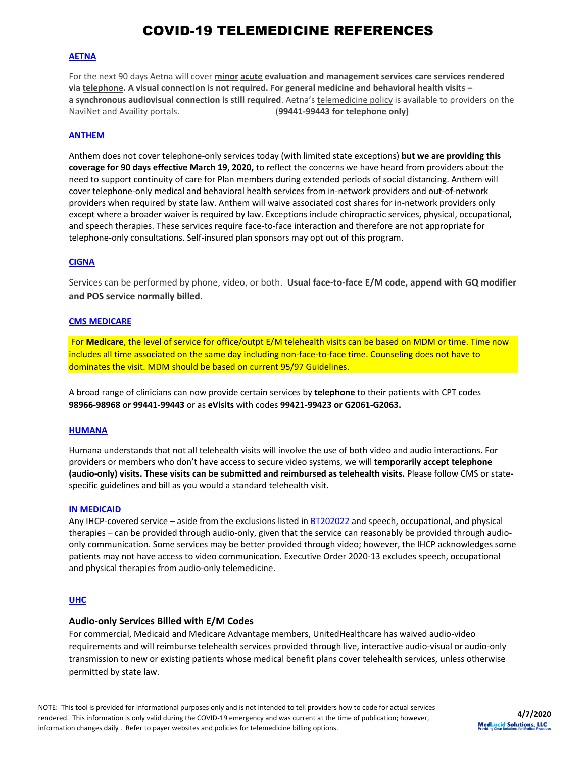# COVID-19 TELEMEDICINE REFERENCES

## AETNA

For the next 90 days Aetna will cover **minor acute evaluation and management services care services rendered via telephone. A visual connection is not required. For general medicine and behavioral health visits – a synchronous audiovisual connection is still required**. Aetna's telemedicine policy is available to providers on the NaviNet and Availity portals. (**99441-99443 for telephone only)**

## ANTHEM

Anthem does not cover telephone-only services today (with limited state exceptions) **but we are providing this coverage for 90 days effective March 19, 2020,** to reflect the concerns we have heard from providers about the need to support continuity of care for Plan members during extended periods of social distancing. Anthem will cover telephone-only medical and behavioral health services from in-network providers and out-of-network providers when required by state law. Anthem will waive associated cost shares for in-network providers only except where a broader waiver is required by law. Exceptions include chiropractic services, physical, occupational, and speech therapies. These services require face-to-face interaction and therefore are not appropriate for telephone-only consultations. Self-insured plan sponsors may opt out of this program.

## CIGNA

Services can be performed by phone, video, or both. **Usual face-to-face E/M code, append with GQ modifier and POS service normally billed.**

## CMS MEDICARE

For **Medicare**, the level of service for office/outpt E/M telehealth visits can be based on MDM or time. Time now includes all time associated on the same day including non-face-to-face time. Counseling does not have to dominates the visit. MDM should be based on current 95/97 Guidelines.

A broad range of clinicians can now provide certain services by **telephone** to their patients with CPT codes **98966-98968 or 99441-99443** or as **eVisits** with codes **99421-99423 or G2061-G2063.**

## HUMANA

Humana understands that not all telehealth visits will involve the use of both video and audio interactions. For providers or members who don't have access to secure video systems, we will **temporarily accept telephone (audio-only) visits. These visits can be submitted and reimbursed as telehealth visits.** Please follow CMS or state-specific guidelines and bill as you would a standard telehealth visit.

## IN MEDICAID

Any IHCP-covered service – aside from the exclusions listed in BT202022 and speech, occupational, and physical therapies – can be provided through audio-only, given that the service can reasonably be provided through audio-only communication. Some services may be better provided through video; however, the IHCP acknowledges some patients may not have access to video communication. Executive Order 2020-13 excludes speech, occupational and physical therapies from audio-only telemedicine.

## UHC

### Audio-only Services Billed with E/M Codes

For commercial, Medicaid and Medicare Advantage members, UnitedHealthcare has waived audio-video requirements and will reimburse telehealth services provided through live, interactive audio-visual or audio-only transmission to new or existing patients whose medical benefit plans cover telehealth services, unless otherwise permitted by state law.

NOTE: This tool is provided for informational purposes only and is not intended to tell providers how to code for actual services rendered. This information is only valid during the COVID-19 emergency and was current at the time of publication; however, information changes daily. Refer to payer websites and policies for telemedicine billing options.

**4/7/2020**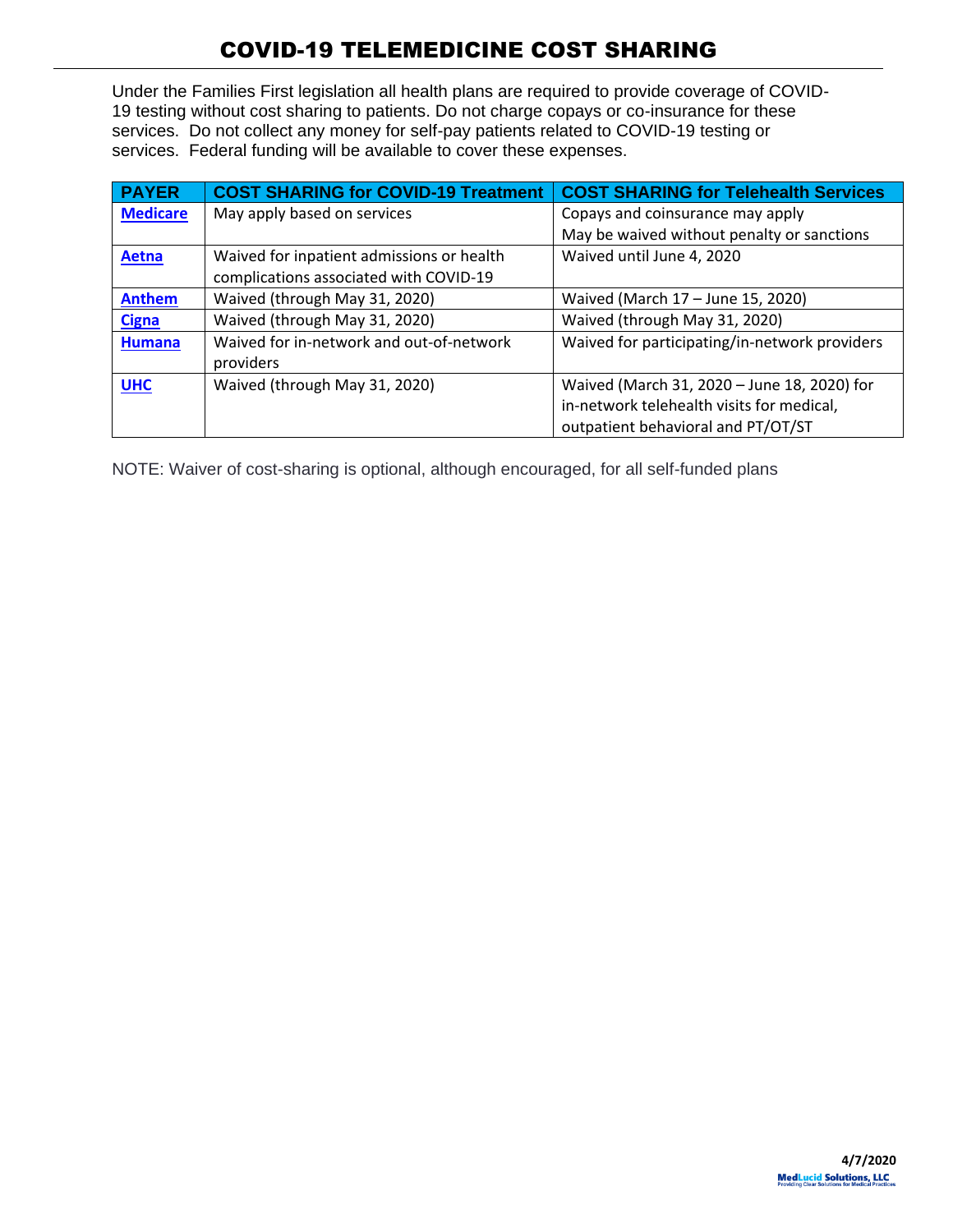# COVID-19 TELEMEDICINE COST SHARING

Under the Families First legislation all health plans are required to provide coverage of COVID-19 testing without cost sharing to patients. Do not charge copays or co-insurance for these services. Do not collect any money for self-pay patients related to COVID-19 testing or services. Federal funding will be available to cover these expenses.

| PAYER | COST SHARING for COVID-19 Treatment | COST SHARING for Telehealth Services |
|---|---|---|
| **Medicare** | May apply based on services | Copays and coinsurance may apply<br>May be waived without penalty or sanctions |
| **Aetna** | Waived for inpatient admissions or health complications associated with COVID-19 | Waived until June 4, 2020 |
| **Anthem** | Waived (through May 31, 2020) | Waived (March 17 – June 15, 2020) |
| **Cigna** | Waived (through May 31, 2020) | Waived (through May 31, 2020) |
| **Humana** | Waived for in-network and out-of-network providers | Waived for participating/in-network providers |
| **UHC** | Waived (through May 31, 2020) | Waived (March 31, 2020 – June 18, 2020) for in-network telehealth visits for medical, outpatient behavioral and PT/OT/ST |

NOTE: Waiver of cost-sharing is optional, although encouraged, for all self-funded plans

4/7/2020

MedLucid Solutions, LLC
Providing Clear Solutions for Medical Practices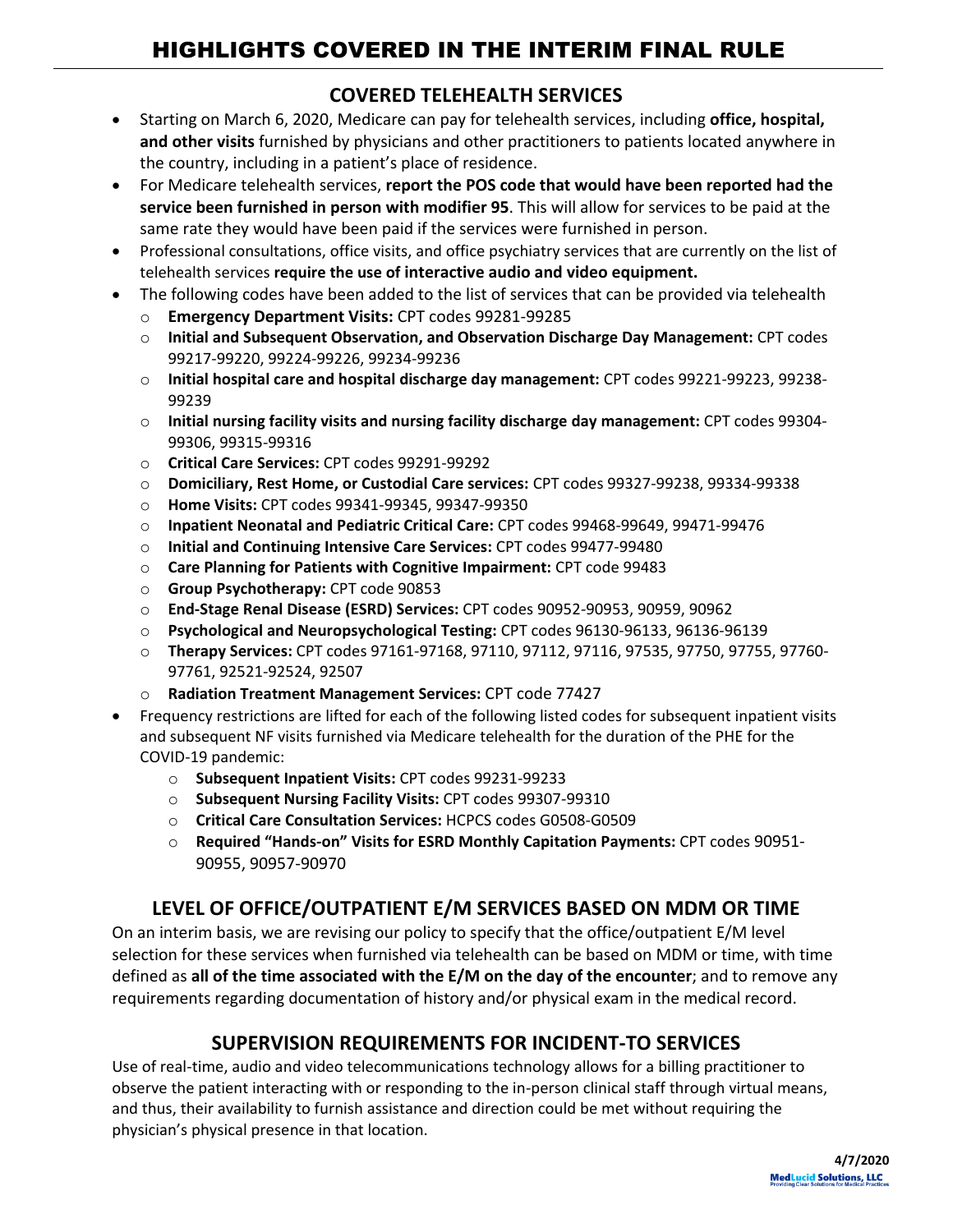# HIGHLIGHTS COVERED IN THE INTERIM FINAL RULE

## COVERED TELEHEALTH SERVICES

- Starting on March 6, 2020, Medicare can pay for telehealth services, including **office, hospital, and other visits** furnished by physicians and other practitioners to patients located anywhere in the country, including in a patient's place of residence.
- For Medicare telehealth services, **report the POS code that would have been reported had the service been furnished in person with modifier 95**. This will allow for services to be paid at the same rate they would have been paid if the services were furnished in person.
- Professional consultations, office visits, and office psychiatry services that are currently on the list of telehealth services **require the use of interactive audio and video equipment.**
- The following codes have been added to the list of services that can be provided via telehealth
  - **Emergency Department Visits:** CPT codes 99281-99285
  - **Initial and Subsequent Observation, and Observation Discharge Day Management:** CPT codes 99217-99220, 99224-99226, 99234-99236
  - **Initial hospital care and hospital discharge day management:** CPT codes 99221-99223, 99238-99239
  - **Initial nursing facility visits and nursing facility discharge day management:** CPT codes 99304-99306, 99315-99316
  - **Critical Care Services:** CPT codes 99291-99292
  - **Domiciliary, Rest Home, or Custodial Care services:** CPT codes 99327-99238, 99334-99338
  - **Home Visits:** CPT codes 99341-99345, 99347-99350
  - **Inpatient Neonatal and Pediatric Critical Care:** CPT codes 99468-99649, 99471-99476
  - **Initial and Continuing Intensive Care Services:** CPT codes 99477-99480
  - **Care Planning for Patients with Cognitive Impairment:** CPT code 99483
  - **Group Psychotherapy:** CPT code 90853
  - **End-Stage Renal Disease (ESRD) Services:** CPT codes 90952-90953, 90959, 90962
  - **Psychological and Neuropsychological Testing:** CPT codes 96130-96133, 96136-96139
  - **Therapy Services:** CPT codes 97161-97168, 97110, 97112, 97116, 97535, 97750, 97755, 97760-97761, 92521-92524, 92507
  - **Radiation Treatment Management Services:** CPT code 77427
- Frequency restrictions are lifted for each of the following listed codes for subsequent inpatient visits and subsequent NF visits furnished via Medicare telehealth for the duration of the PHE for the COVID-19 pandemic:
  - **Subsequent Inpatient Visits:** CPT codes 99231-99233
  - **Subsequent Nursing Facility Visits:** CPT codes 99307-99310
  - **Critical Care Consultation Services:** HCPCS codes G0508-G0509
  - **Required "Hands-on" Visits for ESRD Monthly Capitation Payments:** CPT codes 90951-90955, 90957-90970

## LEVEL OF OFFICE/OUTPATIENT E/M SERVICES BASED ON MDM OR TIME

On an interim basis, we are revising our policy to specify that the office/outpatient E/M level selection for these services when furnished via telehealth can be based on MDM or time, with time defined as **all of the time associated with the E/M on the day of the encounter**; and to remove any requirements regarding documentation of history and/or physical exam in the medical record.

## SUPERVISION REQUIREMENTS FOR INCIDENT-TO SERVICES

Use of real-time, audio and video telecommunications technology allows for a billing practitioner to observe the patient interacting with or responding to the in-person clinical staff through virtual means, and thus, their availability to furnish assistance and direction could be met without requiring the physician's physical presence in that location.

**4/7/2020**

MedLucid Solutions, LLC
Providing Clear Solutions for Medical Practices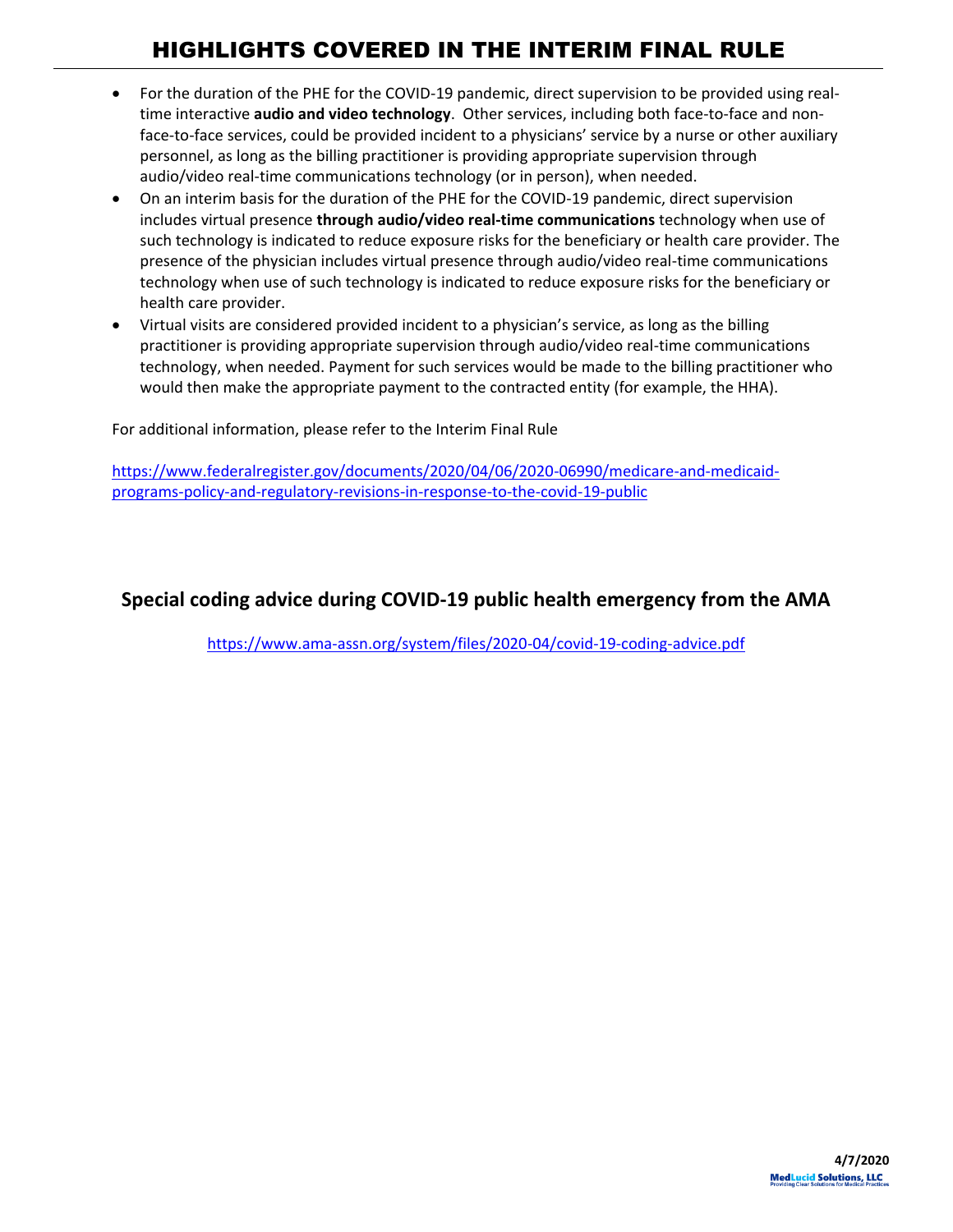# HIGHLIGHTS COVERED IN THE INTERIM FINAL RULE

- For the duration of the PHE for the COVID-19 pandemic, direct supervision to be provided using real-time interactive **audio and video technology**. Other services, including both face-to-face and non-face-to-face services, could be provided incident to a physicians' service by a nurse or other auxiliary personnel, as long as the billing practitioner is providing appropriate supervision through audio/video real-time communications technology (or in person), when needed.
- On an interim basis for the duration of the PHE for the COVID-19 pandemic, direct supervision includes virtual presence **through audio/video real-time communications** technology when use of such technology is indicated to reduce exposure risks for the beneficiary or health care provider. The presence of the physician includes virtual presence through audio/video real-time communications technology when use of such technology is indicated to reduce exposure risks for the beneficiary or health care provider.
- Virtual visits are considered provided incident to a physician's service, as long as the billing practitioner is providing appropriate supervision through audio/video real-time communications technology, when needed. Payment for such services would be made to the billing practitioner who would then make the appropriate payment to the contracted entity (for example, the HHA).

For additional information, please refer to the Interim Final Rule

https://www.federalregister.gov/documents/2020/04/06/2020-06990/medicare-and-medicaid-programs-policy-and-regulatory-revisions-in-response-to-the-covid-19-public

## Special coding advice during COVID-19 public health emergency from the AMA

https://www.ama-assn.org/system/files/2020-04/covid-19-coding-advice.pdf

4/7/2020

MedLucid Solutions, LLC
Providing Clear Solutions for Medical Practices